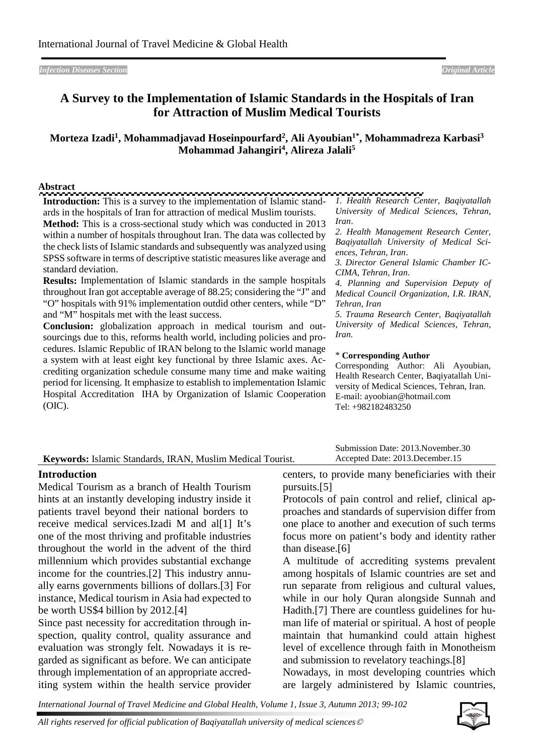*Infection Diseases Section* *Original Article*

# A Survey to the Implementation of Islamic Standards in the Hospitals of Iran for Attraction of Muslim Medical Tourists

**Morteza Izadi[1], Mohammadjavad Hoseinpourfard[2], Ali Ayoubian[1*], Mohammadreza Karbasi[3] Mohammad Jahangiri[4], Alireza Jalali[5]**

## Abstract

**Introduction:** This is a survey to the implementation of Islamic standards in the hospitals of Iran for attraction of medical Muslim tourists.

**Method:** This is a cross-sectional study which was conducted in 2013 within a number of hospitals throughout Iran. The data was collected by the check lists of Islamic standards and subsequently was analyzed using SPSS software in terms of descriptive statistic measures like average and standard deviation.

**Results:** Implementation of Islamic standards in the sample hospitals throughout Iran got acceptable average of 88.25; considering the "J" and "O" hospitals with 91% implementation outdid other centers, while "D" and "M" hospitals met with the least success.

**Conclusion:** globalization approach in medical tourism and outsourcings due to this, reforms health world, including policies and procedures. Islamic Republic of IRAN belong to the Islamic world manage a system with at least eight key functional by three Islamic axes. Accrediting organization schedule consume many time and make waiting period for licensing. It emphasize to establish to implementation Islamic Hospital Accreditation IHA by Organization of Islamic Cooperation (OIC).

**Keywords:** Islamic Standards, IRAN, Muslim Medical Tourist.

*1. Health Research Center, Baqiyatallah University of Medical Sciences, Tehran, Iran.*
*2. Health Management Research Center, Baqiyatallah University of Medical Sciences, Tehran, Iran.*
*3. Director General Islamic Chamber IC-CIMA, Tehran, Iran.*
*4. Planning and Supervision Deputy of Medical Council Organization, I.R. IRAN, Tehran, Iran*
*5. Trauma Research Center, Baqiyatallah University of Medical Sciences, Tehran, Iran.*

\* **Corresponding Author**
Corresponding Author: Ali Ayoubian, Health Research Center, Baqiyatallah University of Medical Sciences, Tehran, Iran.
E-mail: ayoobian@hotmail.com
Tel: +982182483250

Submission Date: 2013.November.30
Accepted Date: 2013.December.15

## Introduction

Medical Tourism as a branch of Health Tourism hints at an instantly developing industry inside it patients travel beyond their national borders to receive medical services.Izadi M and al[1] It's one of the most thriving and profitable industries throughout the world in the advent of the third millennium which provides substantial exchange income for the countries.[2] This industry annually earns governments billions of dollars.[3] For instance, Medical tourism in Asia had expected to be worth US$4 billion by 2012.[4]

Since past necessity for accreditation through inspection, quality control, quality assurance and evaluation was strongly felt. Nowadays it is regarded as significant as before. We can anticipate through implementation of an appropriate accrediting system within the health service provider centers, to provide many beneficiaries with their pursuits.[5]

Protocols of pain control and relief, clinical approaches and standards of supervision differ from one place to another and execution of such terms focus more on patient's body and identity rather than disease.[6]

A multitude of accrediting systems prevalent among hospitals of Islamic countries are set and run separate from religious and cultural values, while in our holy Quran alongside Sunnah and Hadith.[7] There are countless guidelines for human life of material or spiritual. A host of people maintain that humankind could attain highest level of excellence through faith in Monotheism and submission to revelatory teachings.[8]

Nowadays, in most developing countries which are largely administered by Islamic countries,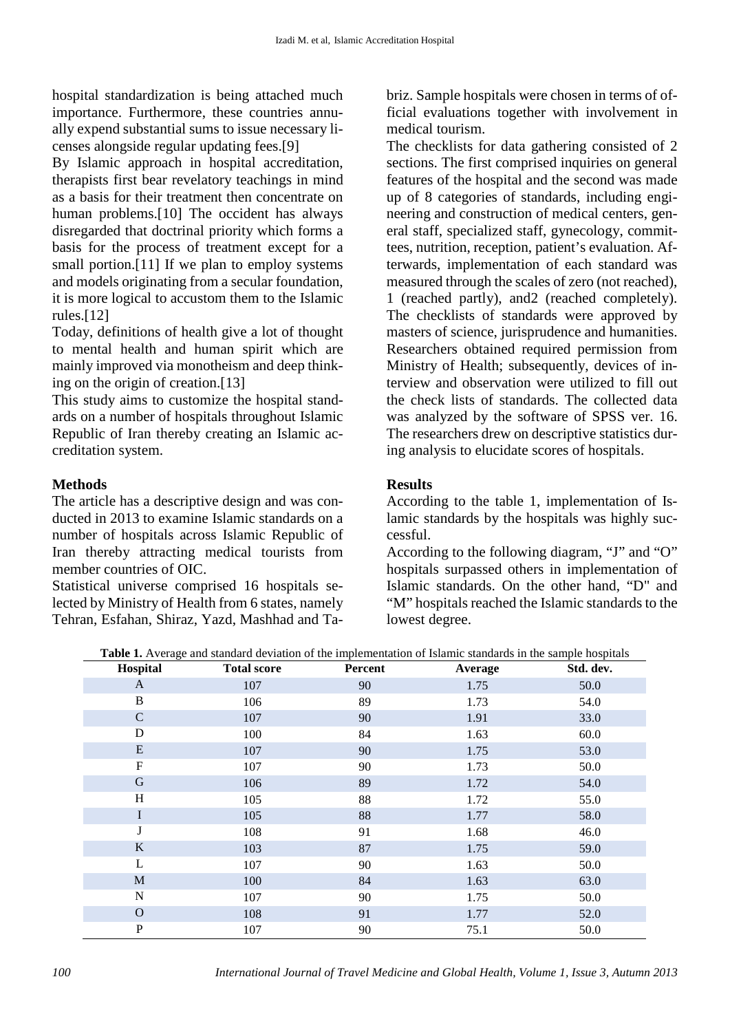hospital standardization is being attached much importance. Furthermore, these countries annually expend substantial sums to issue necessary licenses alongside regular updating fees.[9]

By Islamic approach in hospital accreditation, therapists first bear revelatory teachings in mind as a basis for their treatment then concentrate on human problems.[10] The occident has always disregarded that doctrinal priority which forms a basis for the process of treatment except for a small portion.[11] If we plan to employ systems and models originating from a secular foundation, it is more logical to accustom them to the Islamic rules.[12]

Today, definitions of health give a lot of thought to mental health and human spirit which are mainly improved via monotheism and deep thinking on the origin of creation.[13]

This study aims to customize the hospital standards on a number of hospitals throughout Islamic Republic of Iran thereby creating an Islamic accreditation system.

## Methods

The article has a descriptive design and was conducted in 2013 to examine Islamic standards on a number of hospitals across Islamic Republic of Iran thereby attracting medical tourists from member countries of OIC.

Statistical universe comprised 16 hospitals selected by Ministry of Health from 6 states, namely Tehran, Esfahan, Shiraz, Yazd, Mashhad and Tabriz. Sample hospitals were chosen in terms of official evaluations together with involvement in medical tourism.

The checklists for data gathering consisted of 2 sections. The first comprised inquiries on general features of the hospital and the second was made up of 8 categories of standards, including engineering and construction of medical centers, general staff, specialized staff, gynecology, committees, nutrition, reception, patient's evaluation. Afterwards, implementation of each standard was measured through the scales of zero (not reached), 1 (reached partly), and2 (reached completely). The checklists of standards were approved by masters of science, jurisprudence and humanities. Researchers obtained required permission from Ministry of Health; subsequently, devices of interview and observation were utilized to fill out the check lists of standards. The collected data was analyzed by the software of SPSS ver. 16. The researchers drew on descriptive statistics during analysis to elucidate scores of hospitals.

## Results

According to the table 1, implementation of Islamic standards by the hospitals was highly successful.

According to the following diagram, "J" and "O" hospitals surpassed others in implementation of Islamic standards. On the other hand, "D" and "M" hospitals reached the Islamic standards to the lowest degree.

**Table 1.** Average and standard deviation of the implementation of Islamic standards in the sample hospitals

| Hospital | Total score | Percent | Average | Std. dev. |
|---|---|---|---|---|
| A | 107 | 90 | 1.75 | 50.0 |
| B | 106 | 89 | 1.73 | 54.0 |
| C | 107 | 90 | 1.91 | 33.0 |
| D | 100 | 84 | 1.63 | 60.0 |
| E | 107 | 90 | 1.75 | 53.0 |
| F | 107 | 90 | 1.73 | 50.0 |
| G | 106 | 89 | 1.72 | 54.0 |
| H | 105 | 88 | 1.72 | 55.0 |
| I | 105 | 88 | 1.77 | 58.0 |
| J | 108 | 91 | 1.68 | 46.0 |
| K | 103 | 87 | 1.75 | 59.0 |
| L | 107 | 90 | 1.63 | 50.0 |
| M | 100 | 84 | 1.63 | 63.0 |
| N | 107 | 90 | 1.75 | 50.0 |
| O | 108 | 91 | 1.77 | 52.0 |
| P | 107 | 90 | 75.1 | 50.0 |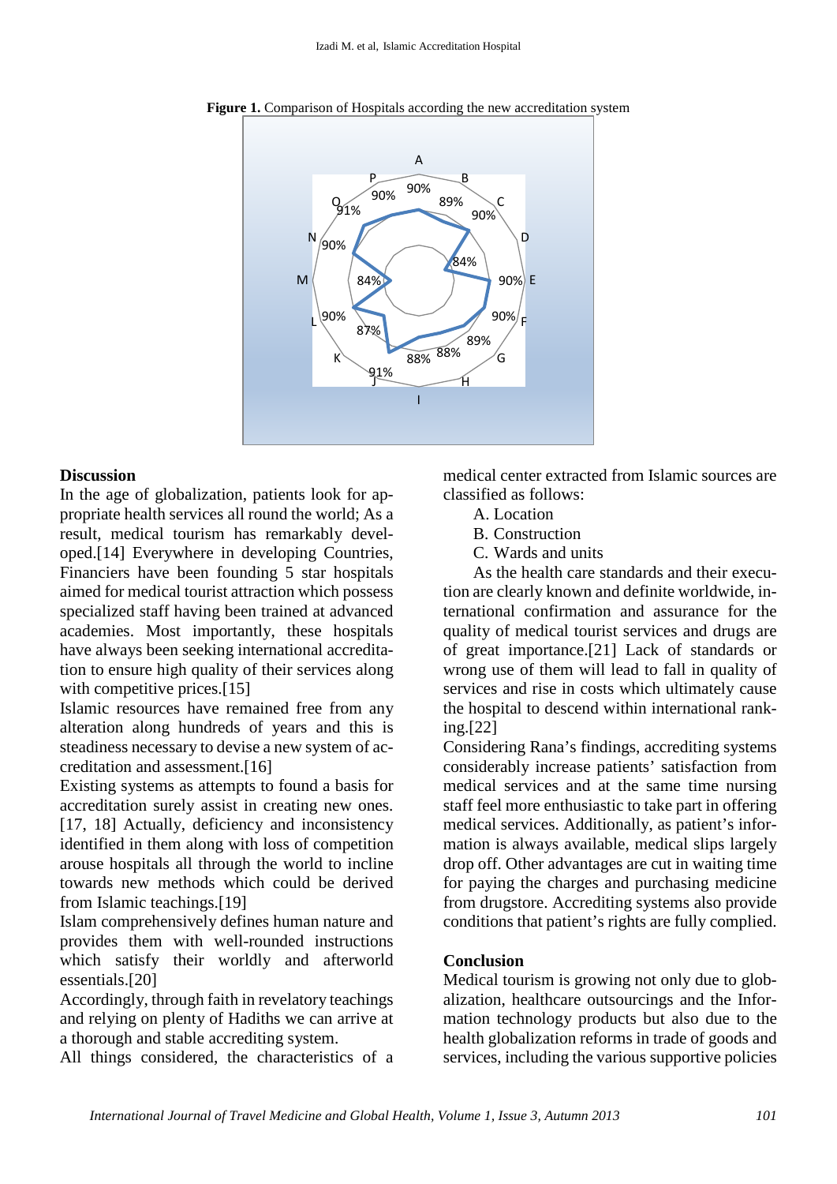**Figure 1.** Comparison of Hospitals according the new accreditation system

## Discussion

In the age of globalization, patients look for appropriate health services all round the world; As a result, medical tourism has remarkably developed.[14] Everywhere in developing Countries, Financiers have been founding 5 star hospitals aimed for medical tourist attraction which possess specialized staff having been trained at advanced academies. Most importantly, these hospitals have always been seeking international accreditation to ensure high quality of their services along with competitive prices.[15]

Islamic resources have remained free from any alteration along hundreds of years and this is steadiness necessary to devise a new system of accreditation and assessment.[16]

Existing systems as attempts to found a basis for accreditation surely assist in creating new ones.[17, 18] Actually, deficiency and inconsistency identified in them along with loss of competition arouse hospitals all through the world to incline towards new methods which could be derived from Islamic teachings.[19]

Islam comprehensively defines human nature and provides them with well-rounded instructions which satisfy their worldly and afterworld essentials.[20]

Accordingly, through faith in revelatory teachings and relying on plenty of Hadiths we can arrive at a thorough and stable accrediting system.

All things considered, the characteristics of a medical center extracted from Islamic sources are classified as follows:

A. Location
B. Construction
C. Wards and units

As the health care standards and their execution are clearly known and definite worldwide, international confirmation and assurance for the quality of medical tourist services and drugs are of great importance.[21] Lack of standards or wrong use of them will lead to fall in quality of services and rise in costs which ultimately cause the hospital to descend within international ranking.[22]

Considering Rana's findings, accrediting systems considerably increase patients' satisfaction from medical services and at the same time nursing staff feel more enthusiastic to take part in offering medical services. Additionally, as patient's information is always available, medical slips largely drop off. Other advantages are cut in waiting time for paying the charges and purchasing medicine from drugstore. Accrediting systems also provide conditions that patient's rights are fully complied.

## Conclusion

Medical tourism is growing not only due to globalization, healthcare outsourcings and the Information technology products but also due to the health globalization reforms in trade of goods and services, including the various supportive policies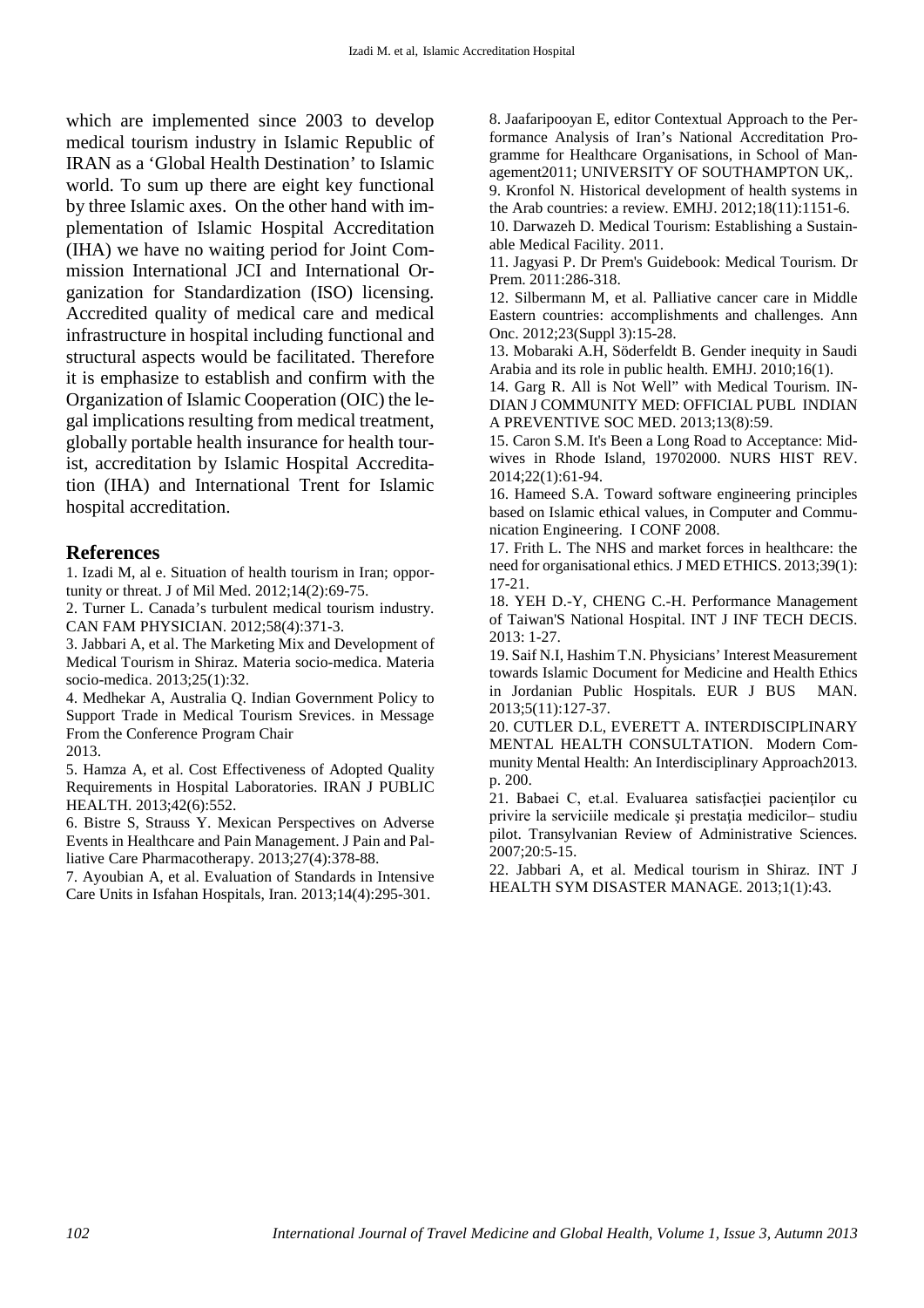which are implemented since 2003 to develop medical tourism industry in Islamic Republic of IRAN as a 'Global Health Destination' to Islamic world. To sum up there are eight key functional by three Islamic axes. On the other hand with implementation of Islamic Hospital Accreditation (IHA) we have no waiting period for Joint Commission International JCI and International Organization for Standardization (ISO) licensing. Accredited quality of medical care and medical infrastructure in hospital including functional and structural aspects would be facilitated. Therefore it is emphasize to establish and confirm with the Organization of Islamic Cooperation (OIC) the legal implications resulting from medical treatment, globally portable health insurance for health tourist, accreditation by Islamic Hospital Accreditation (IHA) and International Trent for Islamic hospital accreditation.

## References

1. Izadi M, al e. Situation of health tourism in Iran; opportunity or threat. J of Mil Med. 2012;14(2):69-75.
2. Turner L. Canada's turbulent medical tourism industry. CAN FAM PHYSICIAN. 2012;58(4):371-3.
3. Jabbari A, et al. The Marketing Mix and Development of Medical Tourism in Shiraz. Materia socio-medica. Materia socio-medica. 2013;25(1):32.
4. Medhekar A, Australia Q. Indian Government Policy to Support Trade in Medical Tourism Srevices. in Message From the Conference Program Chair 2013.
5. Hamza A, et al. Cost Effectiveness of Adopted Quality Requirements in Hospital Laboratories. IRAN J PUBLIC HEALTH. 2013;42(6):552.
6. Bistre S, Strauss Y. Mexican Perspectives on Adverse Events in Healthcare and Pain Management. J Pain and Palliative Care Pharmacotherapy. 2013;27(4):378-88.
7. Ayoubian A, et al. Evaluation of Standards in Intensive Care Units in Isfahan Hospitals, Iran. 2013;14(4):295-301.
8. Jaafaripooyan E, editor Contextual Approach to the Performance Analysis of Iran's National Accreditation Programme for Healthcare Organisations, in School of Management2011; UNIVERSITY OF SOUTHAMPTON UK,.
9. Kronfol N. Historical development of health systems in the Arab countries: a review. EMHJ. 2012;18(11):1151-6.
10. Darwazeh D. Medical Tourism: Establishing a Sustainable Medical Facility. 2011.
11. Jagyasi P. Dr Prem's Guidebook: Medical Tourism. Dr Prem. 2011:286-318.
12. Silbermann M, et al. Palliative cancer care in Middle Eastern countries: accomplishments and challenges. Ann Onc. 2012;23(Suppl 3):15-28.
13. Mobaraki A.H, Söderfeldt B. Gender inequity in Saudi Arabia and its role in public health. EMHJ. 2010;16(1).
14. Garg R. All is Not Well" with Medical Tourism. INDIAN J COMMUNITY MED: OFFICIAL PUBL INDIAN A PREVENTIVE SOC MED. 2013;13(8):59.
15. Caron S.M. It's Been a Long Road to Acceptance: Midwives in Rhode Island, 19702000. NURS HIST REV. 2014;22(1):61-94.
16. Hameed S.A. Toward software engineering principles based on Islamic ethical values, in Computer and Communication Engineering. I CONF 2008.
17. Frith L. The NHS and market forces in healthcare: the need for organisational ethics. J MED ETHICS. 2013;39(1): 17-21.
18. YEH D.-Y, CHENG C.-H. Performance Management of Taiwan'S National Hospital. INT J INF TECH DECIS. 2013: 1-27.
19. Saif N.I, Hashim T.N. Physicians' Interest Measurement towards Islamic Document for Medicine and Health Ethics in Jordanian Public Hospitals. EUR J BUS MAN. 2013;5(11):127-37.
20. CUTLER D.L, EVERETT A. INTERDISCIPLINARY MENTAL HEALTH CONSULTATION. Modern Community Mental Health: An Interdisciplinary Approach2013. p. 200.
21. Babaei C, et.al. Evaluarea satisfacției pacienților cu privire la serviciile medicale și prestația medicilor– studiu pilot. Transylvanian Review of Administrative Sciences. 2007;20:5-15.
22. Jabbari A, et al. Medical tourism in Shiraz. INT J HEALTH SYM DISASTER MANAGE. 2013;1(1):43.